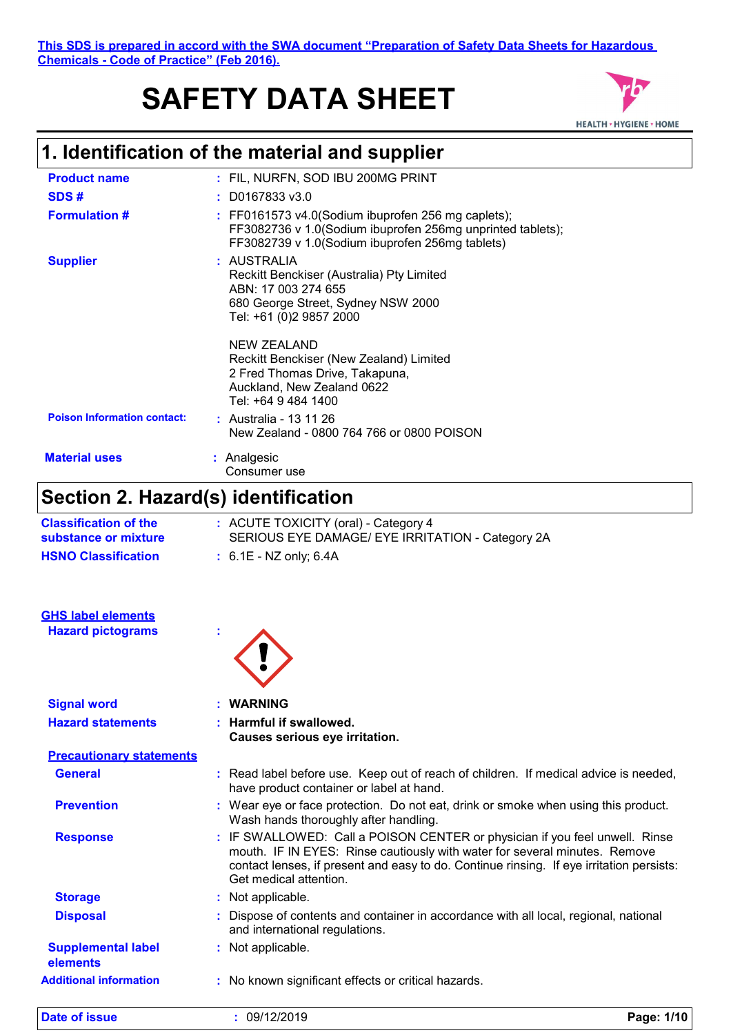This SDS is prepared in accord with the SWA document "Preparation of Safety Data Sheets for Hazardous Chemicals - Code of Practice" (Feb 2016).

# SAFETY DATA SHEET

HEALTH • HYGIENE • HOME

## 1. Identification of the material and supplier

**Product name** : FIL, NURFN, SOD IBU 200MG PRINT

**SDS #** : D0167833 v3.0

**Formulation #** : FF0161573 v4.0(Sodium ibuprofen 256 mg caplets); FF3082736 v 1.0(Sodium ibuprofen 256mg unprinted tablets); FF3082739 v 1.0(Sodium ibuprofen 256mg tablets)

**Supplier** : AUSTRALIA
Reckitt Benckiser (Australia) Pty Limited
ABN: 17 003 274 655
680 George Street, Sydney NSW 2000
Tel: +61 (0)2 9857 2000

NEW ZEALAND
Reckitt Benckiser (New Zealand) Limited
2 Fred Thomas Drive, Takapuna,
Auckland, New Zealand 0622
Tel: +64 9 484 1400

**Poison Information contact:** : Australia - 13 11 26
New Zealand - 0800 764 766 or 0800 POISON

**Material uses** : Analgesic
Consumer use

## Section 2. Hazard(s) identification

**Classification of the substance or mixture** : ACUTE TOXICITY (oral) - Category 4
SERIOUS EYE DAMAGE/ EYE IRRITATION - Category 2A

**HSNO Classification** : 6.1E - NZ only; 6.4A

**GHS label elements**

**Hazard pictograms** :

**Signal word** : **WARNING**

**Hazard statements** : **Harmful if swallowed.**
**Causes serious eye irritation.**

**Precautionary statements**

**General** : Read label before use. Keep out of reach of children. If medical advice is needed, have product container or label at hand.

**Prevention** : Wear eye or face protection. Do not eat, drink or smoke when using this product. Wash hands thoroughly after handling.

**Response** : IF SWALLOWED: Call a POISON CENTER or physician if you feel unwell. Rinse mouth. IF IN EYES: Rinse cautiously with water for several minutes. Remove contact lenses, if present and easy to do. Continue rinsing. If eye irritation persists: Get medical attention.

**Storage** : Not applicable.

**Disposal** : Dispose of contents and container in accordance with all local, regional, national and international regulations.

**Supplemental label elements** : Not applicable.

**Additional information** : No known significant effects or critical hazards.

**Date of issue** : 09/12/2019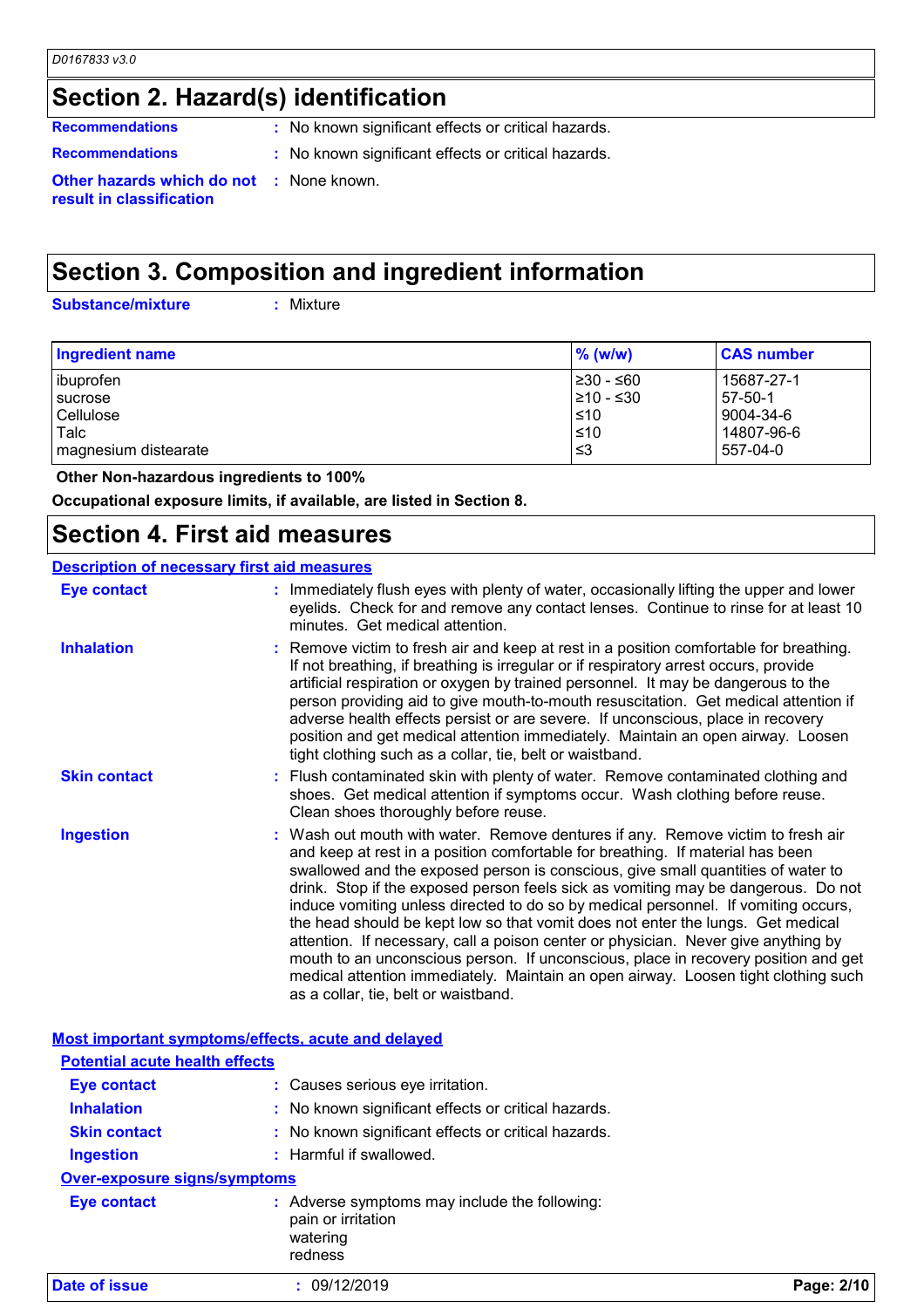## Section 2. Hazard(s) identification

**Recommendations** : No known significant effects or critical hazards.

**Recommendations** : No known significant effects or critical hazards.

**Other hazards which do not result in classification** : None known.

## Section 3. Composition and ingredient information

**Substance/mixture** : Mixture

| Ingredient name | % (w/w) | CAS number |
|---|---|---|
| ibuprofen | ≥30 - ≤60 | 15687-27-1 |
| sucrose | ≥10 - ≤30 | 57-50-1 |
| Cellulose | ≤10 | 9004-34-6 |
| Talc | ≤10 | 14807-96-6 |
| magnesium distearate | ≤3 | 557-04-0 |

**Other Non-hazardous ingredients to 100%**

**Occupational exposure limits, if available, are listed in Section 8.**

## Section 4. First aid measures

### Description of necessary first aid measures

**Eye contact** : Immediately flush eyes with plenty of water, occasionally lifting the upper and lower eyelids. Check for and remove any contact lenses. Continue to rinse for at least 10 minutes. Get medical attention.

**Inhalation** : Remove victim to fresh air and keep at rest in a position comfortable for breathing. If not breathing, if breathing is irregular or if respiratory arrest occurs, provide artificial respiration or oxygen by trained personnel. It may be dangerous to the person providing aid to give mouth-to-mouth resuscitation. Get medical attention if adverse health effects persist or are severe. If unconscious, place in recovery position and get medical attention immediately. Maintain an open airway. Loosen tight clothing such as a collar, tie, belt or waistband.

**Skin contact** : Flush contaminated skin with plenty of water. Remove contaminated clothing and shoes. Get medical attention if symptoms occur. Wash clothing before reuse. Clean shoes thoroughly before reuse.

**Ingestion** : Wash out mouth with water. Remove dentures if any. Remove victim to fresh air and keep at rest in a position comfortable for breathing. If material has been swallowed and the exposed person is conscious, give small quantities of water to drink. Stop if the exposed person feels sick as vomiting may be dangerous. Do not induce vomiting unless directed to do so by medical personnel. If vomiting occurs, the head should be kept low so that vomit does not enter the lungs. Get medical attention. If necessary, call a poison center or physician. Never give anything by mouth to an unconscious person. If unconscious, place in recovery position and get medical attention immediately. Maintain an open airway. Loosen tight clothing such as a collar, tie, belt or waistband.

### Most important symptoms/effects, acute and delayed

#### Potential acute health effects

**Eye contact** : Causes serious eye irritation.

**Inhalation** : No known significant effects or critical hazards.

**Skin contact** : No known significant effects or critical hazards.

**Ingestion** : Harmful if swallowed.

#### Over-exposure signs/symptoms

**Eye contact** : Adverse symptoms may include the following:
pain or irritation
watering
redness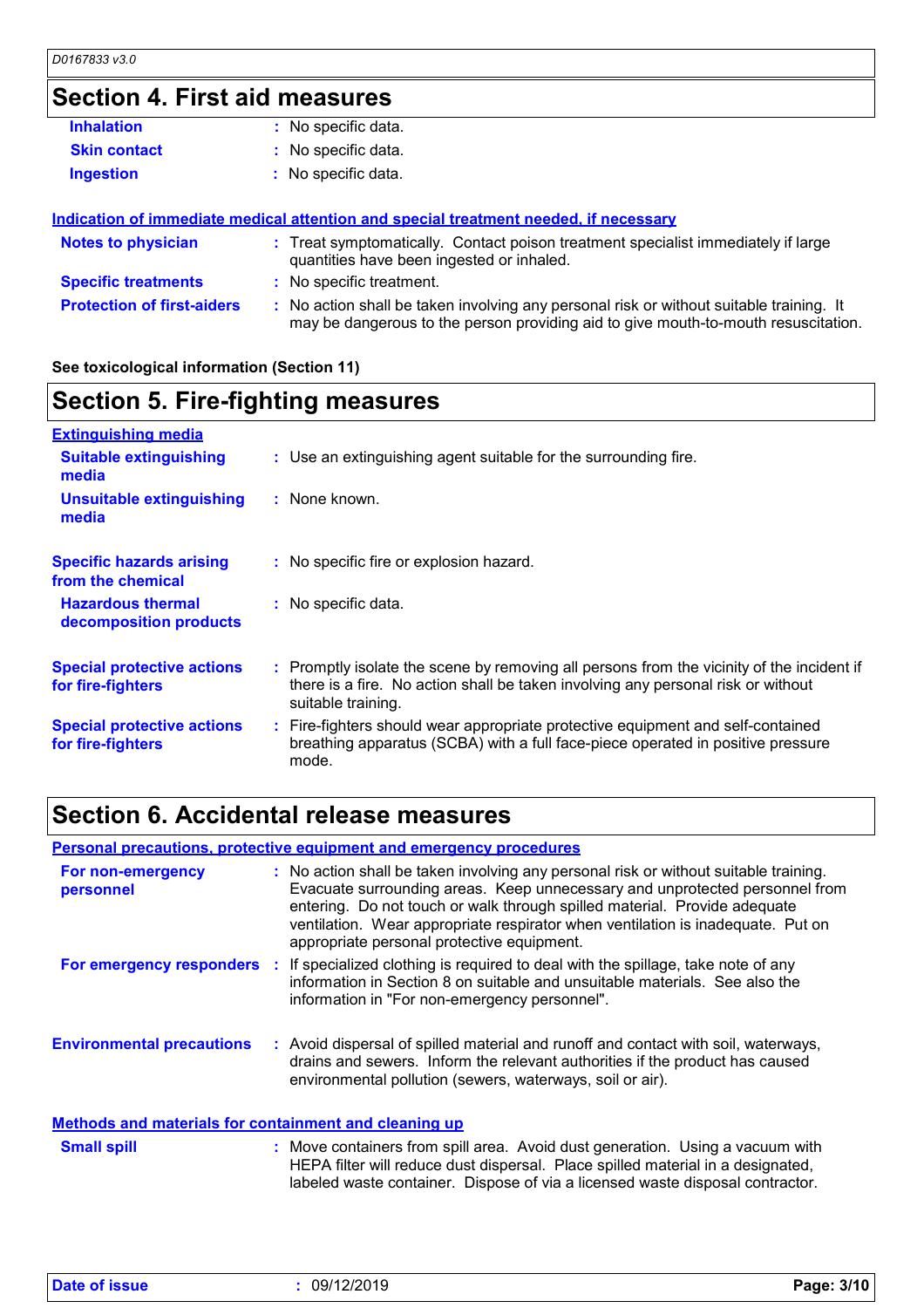## Section 4. First aid measures

| | | |
|---|---|---|
| **Inhalation** | : | No specific data. |
| **Skin contact** | : | No specific data. |
| **Ingestion** | : | No specific data. |

**Indication of immediate medical attention and special treatment needed, if necessary**

| | | |
|---|---|---|
| **Notes to physician** | : | Treat symptomatically. Contact poison treatment specialist immediately if large quantities have been ingested or inhaled. |
| **Specific treatments** | : | No specific treatment. |
| **Protection of first-aiders** | : | No action shall be taken involving any personal risk or without suitable training. It may be dangerous to the person providing aid to give mouth-to-mouth resuscitation. |

**See toxicological information (Section 11)**

## Section 5. Fire-fighting measures

**Extinguishing media**

| | | |
|---|---|---|
| **Suitable extinguishing media** | : | Use an extinguishing agent suitable for the surrounding fire. |
| **Unsuitable extinguishing media** | : | None known. |
| **Specific hazards arising from the chemical** | : | No specific fire or explosion hazard. |
| **Hazardous thermal decomposition products** | : | No specific data. |
| **Special protective actions for fire-fighters** | : | Promptly isolate the scene by removing all persons from the vicinity of the incident if there is a fire. No action shall be taken involving any personal risk or without suitable training. |
| **Special protective actions for fire-fighters** | : | Fire-fighters should wear appropriate protective equipment and self-contained breathing apparatus (SCBA) with a full face-piece operated in positive pressure mode. |

## Section 6. Accidental release measures

**Personal precautions, protective equipment and emergency procedures**

| | | |
|---|---|---|
| **For non-emergency personnel** | : | No action shall be taken involving any personal risk or without suitable training. Evacuate surrounding areas. Keep unnecessary and unprotected personnel from entering. Do not touch or walk through spilled material. Provide adequate ventilation. Wear appropriate respirator when ventilation is inadequate. Put on appropriate personal protective equipment. |
| **For emergency responders** | : | If specialized clothing is required to deal with the spillage, take note of any information in Section 8 on suitable and unsuitable materials. See also the information in "For non-emergency personnel". |
| **Environmental precautions** | : | Avoid dispersal of spilled material and runoff and contact with soil, waterways, drains and sewers. Inform the relevant authorities if the product has caused environmental pollution (sewers, waterways, soil or air). |

**Methods and materials for containment and cleaning up**

| | | |
|---|---|---|
| **Small spill** | : | Move containers from spill area. Avoid dust generation. Using a vacuum with HEPA filter will reduce dust dispersal. Place spilled material in a designated, labeled waste container. Dispose of via a licensed waste disposal contractor. |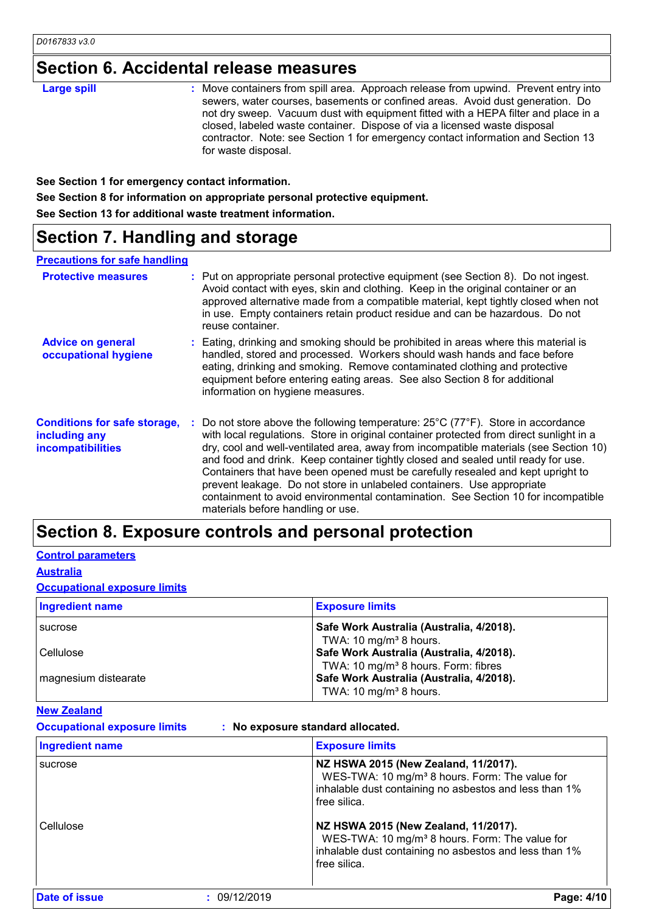## Section 6. Accidental release measures

**Large spill** : Move containers from spill area. Approach release from upwind. Prevent entry into sewers, water courses, basements or confined areas. Avoid dust generation. Do not dry sweep. Vacuum dust with equipment fitted with a HEPA filter and place in a closed, labeled waste container. Dispose of via a licensed waste disposal contractor. Note: see Section 1 for emergency contact information and Section 13 for waste disposal.

**See Section 1 for emergency contact information.**

**See Section 8 for information on appropriate personal protective equipment.**

**See Section 13 for additional waste treatment information.**

## Section 7. Handling and storage

### Precautions for safe handling

**Protective measures** : Put on appropriate personal protective equipment (see Section 8). Do not ingest. Avoid contact with eyes, skin and clothing. Keep in the original container or an approved alternative made from a compatible material, kept tightly closed when not in use. Empty containers retain product residue and can be hazardous. Do not reuse container.

**Advice on general occupational hygiene** : Eating, drinking and smoking should be prohibited in areas where this material is handled, stored and processed. Workers should wash hands and face before eating, drinking and smoking. Remove contaminated clothing and protective equipment before entering eating areas. See also Section 8 for additional information on hygiene measures.

**Conditions for safe storage, including any incompatibilities** : Do not store above the following temperature: 25°C (77°F). Store in accordance with local regulations. Store in original container protected from direct sunlight in a dry, cool and well-ventilated area, away from incompatible materials (see Section 10) and food and drink. Keep container tightly closed and sealed until ready for use. Containers that have been opened must be carefully resealed and kept upright to prevent leakage. Do not store in unlabeled containers. Use appropriate containment to avoid environmental contamination. See Section 10 for incompatible materials before handling or use.

## Section 8. Exposure controls and personal protection

### Control parameters

### Australia

### Occupational exposure limits

| Ingredient name | Exposure limits |
|---|---|
| sucrose | **Safe Work Australia (Australia, 4/2018).** TWA: 10 mg/m³ 8 hours. |
| Cellulose | **Safe Work Australia (Australia, 4/2018).** TWA: 10 mg/m³ 8 hours. Form: fibres |
| magnesium distearate | **Safe Work Australia (Australia, 4/2018).** TWA: 10 mg/m³ 8 hours. |

### New Zealand

**Occupational exposure limits** : **No exposure standard allocated.**

| Ingredient name | Exposure limits |
|---|---|
| sucrose | **NZ HSWA 2015 (New Zealand, 11/2017).** WES-TWA: 10 mg/m³ 8 hours. Form: The value for inhalable dust containing no asbestos and less than 1% free silica. |
| Cellulose | **NZ HSWA 2015 (New Zealand, 11/2017).** WES-TWA: 10 mg/m³ 8 hours. Form: The value for inhalable dust containing no asbestos and less than 1% free silica. |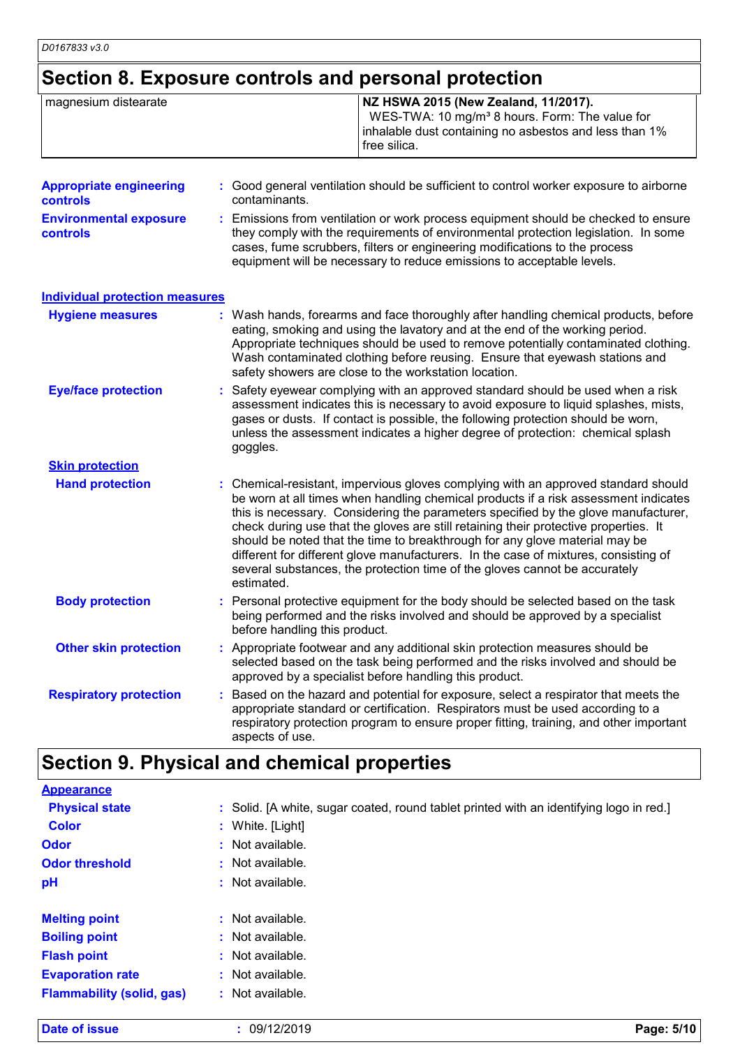## Section 8. Exposure controls and personal protection

| | |
|---|---|
| magnesium distearate | **NZ HSWA 2015 (New Zealand, 11/2017).** WES-TWA: 10 mg/m³ 8 hours. Form: The value for inhalable dust containing no asbestos and less than 1% free silica. |

**Appropriate engineering controls** : Good general ventilation should be sufficient to control worker exposure to airborne contaminants.

**Environmental exposure controls** : Emissions from ventilation or work process equipment should be checked to ensure they comply with the requirements of environmental protection legislation. In some cases, fume scrubbers, filters or engineering modifications to the process equipment will be necessary to reduce emissions to acceptable levels.

### Individual protection measures

**Hygiene measures** : Wash hands, forearms and face thoroughly after handling chemical products, before eating, smoking and using the lavatory and at the end of the working period. Appropriate techniques should be used to remove potentially contaminated clothing. Wash contaminated clothing before reusing. Ensure that eyewash stations and safety showers are close to the workstation location.

**Eye/face protection** : Safety eyewear complying with an approved standard should be used when a risk assessment indicates this is necessary to avoid exposure to liquid splashes, mists, gases or dusts. If contact is possible, the following protection should be worn, unless the assessment indicates a higher degree of protection: chemical splash goggles.

**Skin protection**

**Hand protection** : Chemical-resistant, impervious gloves complying with an approved standard should be worn at all times when handling chemical products if a risk assessment indicates this is necessary. Considering the parameters specified by the glove manufacturer, check during use that the gloves are still retaining their protective properties. It should be noted that the time to breakthrough for any glove material may be different for different glove manufacturers. In the case of mixtures, consisting of several substances, the protection time of the gloves cannot be accurately estimated.

**Body protection** : Personal protective equipment for the body should be selected based on the task being performed and the risks involved and should be approved by a specialist before handling this product.

**Other skin protection** : Appropriate footwear and any additional skin protection measures should be selected based on the task being performed and the risks involved and should be approved by a specialist before handling this product.

**Respiratory protection** : Based on the hazard and potential for exposure, select a respirator that meets the appropriate standard or certification. Respirators must be used according to a respiratory protection program to ensure proper fitting, training, and other important aspects of use.

## Section 9. Physical and chemical properties

### Appearance

**Physical state** : Solid. [A white, sugar coated, round tablet printed with an identifying logo in red.]

**Color** : White. [Light]

**Odor** : Not available.

**Odor threshold** : Not available.

**pH** : Not available.

**Melting point** : Not available.

**Boiling point** : Not available.

**Flash point** : Not available.

**Evaporation rate** : Not available.

**Flammability (solid, gas)** : Not available.

**Date of issue** : 09/12/2019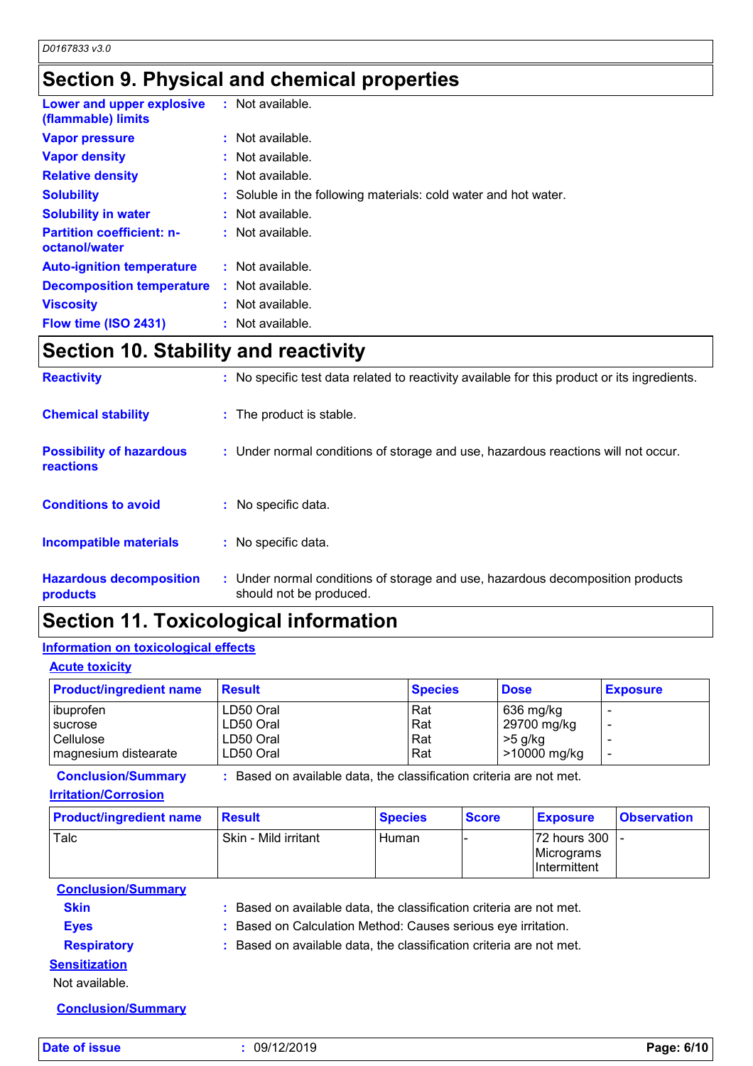## Section 9. Physical and chemical properties

| | | |
|---|---|---|
| **Lower and upper explosive (flammable) limits** | : | Not available. |
| **Vapor pressure** | : | Not available. |
| **Vapor density** | : | Not available. |
| **Relative density** | : | Not available. |
| **Solubility** | : | Soluble in the following materials: cold water and hot water. |
| **Solubility in water** | : | Not available. |
| **Partition coefficient: n-octanol/water** | : | Not available. |
| **Auto-ignition temperature** | : | Not available. |
| **Decomposition temperature** | : | Not available. |
| **Viscosity** | : | Not available. |
| **Flow time (ISO 2431)** | : | Not available. |

## Section 10. Stability and reactivity

| | | |
|---|---|---|
| **Reactivity** | : | No specific test data related to reactivity available for this product or its ingredients. |
| **Chemical stability** | : | The product is stable. |
| **Possibility of hazardous reactions** | : | Under normal conditions of storage and use, hazardous reactions will not occur. |
| **Conditions to avoid** | : | No specific data. |
| **Incompatible materials** | : | No specific data. |
| **Hazardous decomposition products** | : | Under normal conditions of storage and use, hazardous decomposition products should not be produced. |

## Section 11. Toxicological information

### Information on toxicological effects

#### Acute toxicity

| Product/ingredient name | Result | Species | Dose | Exposure |
|---|---|---|---|---|
| ibuprofen | LD50 Oral | Rat | 636 mg/kg | - |
| sucrose | LD50 Oral | Rat | 29700 mg/kg | - |
| Cellulose | LD50 Oral | Rat | >5 g/kg | - |
| magnesium distearate | LD50 Oral | Rat | >10000 mg/kg | - |

**Conclusion/Summary** : Based on available data, the classification criteria are not met.

#### Irritation/Corrosion

| Product/ingredient name | Result | Species | Score | Exposure | Observation |
|---|---|---|---|---|---|
| Talc | Skin - Mild irritant | Human | - | 72 hours 300 Micrograms Intermittent | - |

**Conclusion/Summary**

| | | |
|---|---|---|
| **Skin** | : | Based on available data, the classification criteria are not met. |
| **Eyes** | : | Based on Calculation Method: Causes serious eye irritation. |
| **Respiratory** | : | Based on available data, the classification criteria are not met. |

#### Sensitization

Not available.

**Conclusion/Summary**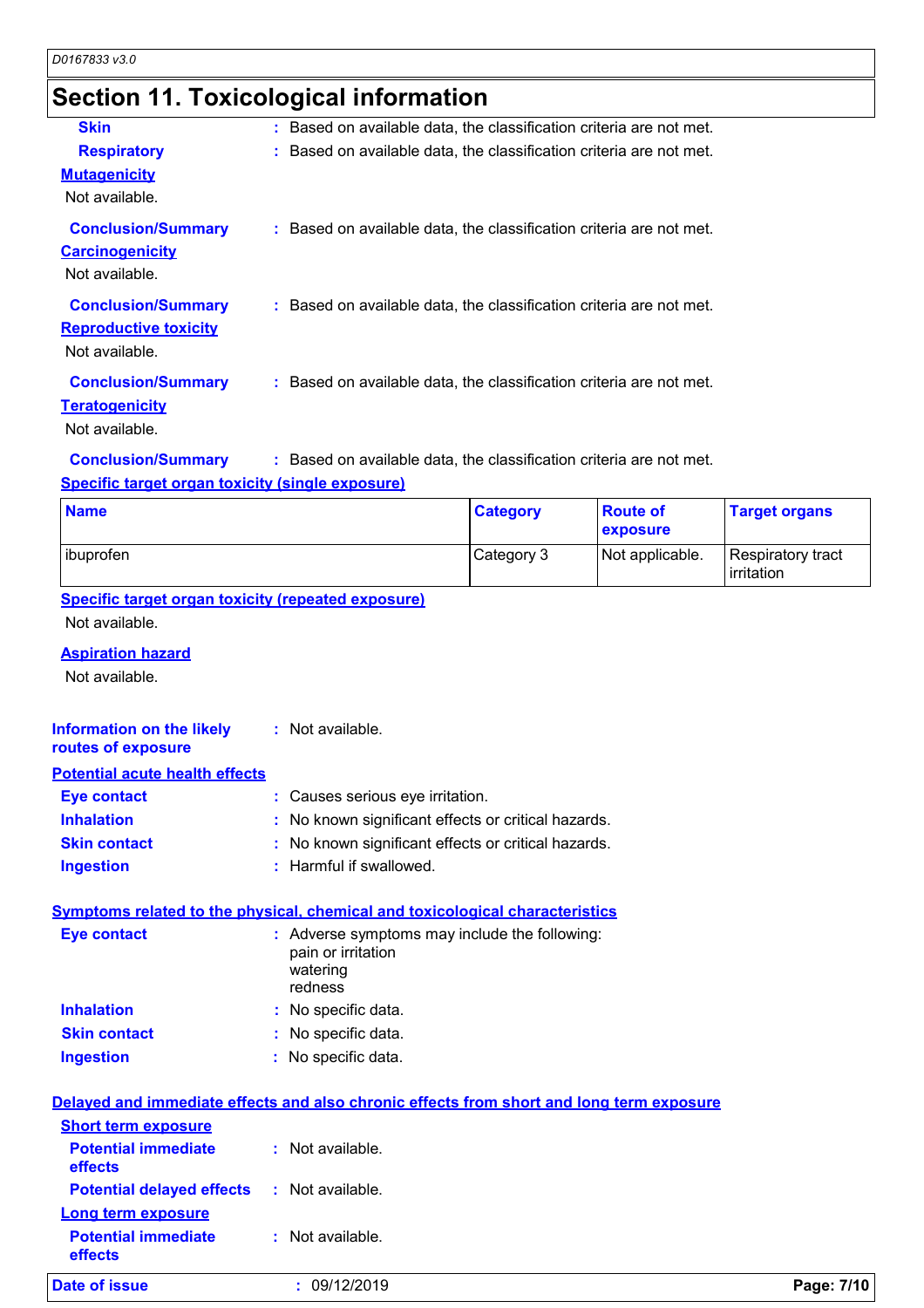## Section 11. Toxicological information

**Skin** : Based on available data, the classification criteria are not met.

**Respiratory** : Based on available data, the classification criteria are not met.

**Mutagenicity**

Not available.

**Conclusion/Summary** : Based on available data, the classification criteria are not met.

**Carcinogenicity**

Not available.

**Conclusion/Summary** : Based on available data, the classification criteria are not met.

**Reproductive toxicity**

Not available.

**Conclusion/Summary** : Based on available data, the classification criteria are not met.

**Teratogenicity**

Not available.

**Conclusion/Summary** : Based on available data, the classification criteria are not met.

**Specific target organ toxicity (single exposure)**

| Name | Category | Route of exposure | Target organs |
|---|---|---|---|
| ibuprofen | Category 3 | Not applicable. | Respiratory tract irritation |

**Specific target organ toxicity (repeated exposure)**

Not available.

**Aspiration hazard**

Not available.

**Information on the likely routes of exposure** : Not available.

**Potential acute health effects**

**Eye contact** : Causes serious eye irritation.

**Inhalation** : No known significant effects or critical hazards.

**Skin contact** : No known significant effects or critical hazards.

**Ingestion** : Harmful if swallowed.

**Symptoms related to the physical, chemical and toxicological characteristics**

**Eye contact** : Adverse symptoms may include the following:
pain or irritation
watering
redness

**Inhalation** : No specific data.

**Skin contact** : No specific data.

**Ingestion** : No specific data.

**Delayed and immediate effects and also chronic effects from short and long term exposure**

**Short term exposure**

**Potential immediate effects** : Not available.

**Potential delayed effects** : Not available.

**Long term exposure**

**Potential immediate effects** : Not available.

**Date of issue** : 09/12/2019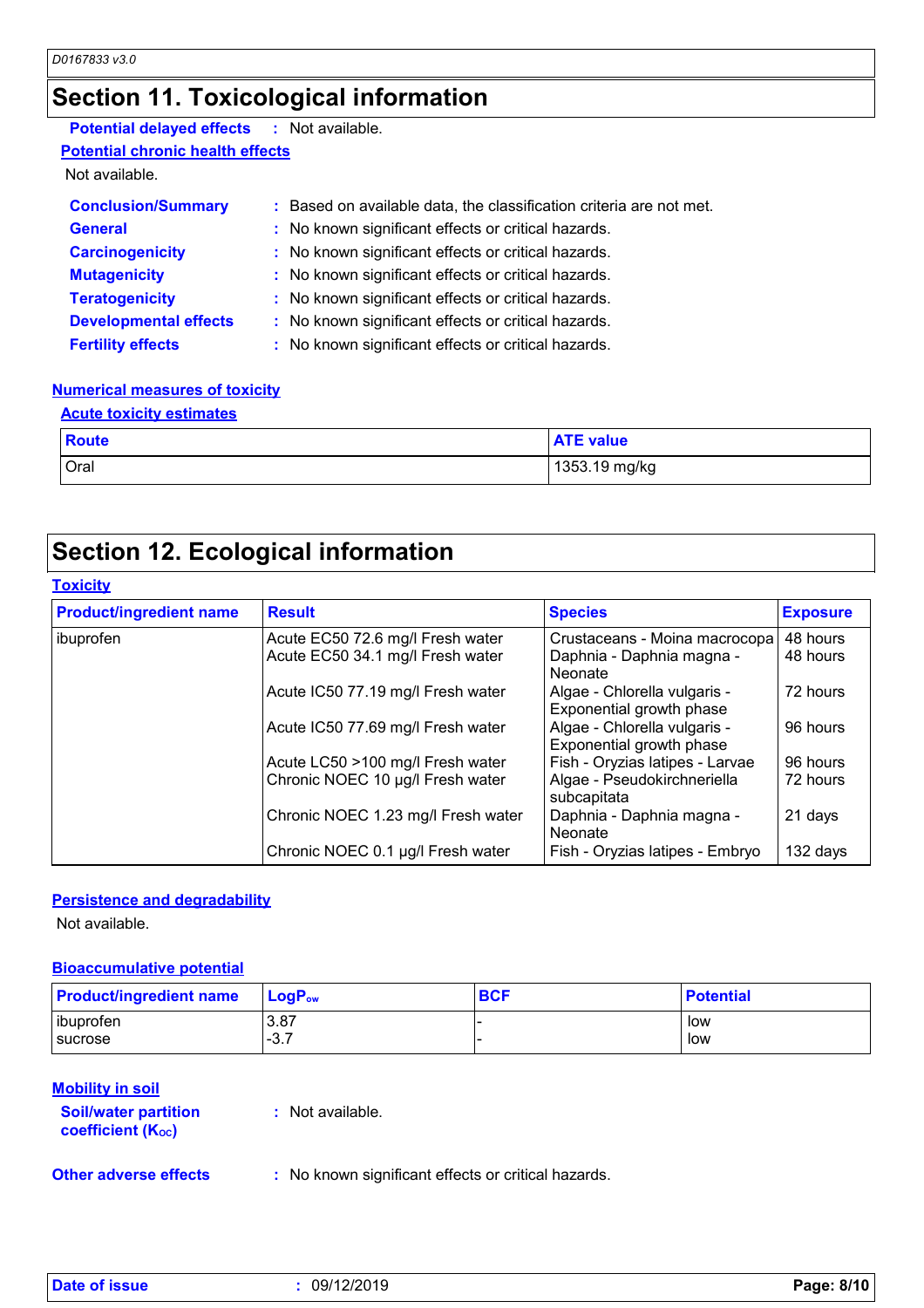## Section 11. Toxicological information

**Potential delayed effects** : Not available.

**Potential chronic health effects**

Not available.

**Conclusion/Summary** : Based on available data, the classification criteria are not met.

**General** : No known significant effects or critical hazards.

**Carcinogenicity** : No known significant effects or critical hazards.

**Mutagenicity** : No known significant effects or critical hazards.

**Teratogenicity** : No known significant effects or critical hazards.

**Developmental effects** : No known significant effects or critical hazards.

**Fertility effects** : No known significant effects or critical hazards.

**Numerical measures of toxicity**

**Acute toxicity estimates**

| Route | ATE value |
|---|---|
| Oral | 1353.19 mg/kg |

## Section 12. Ecological information

**Toxicity**

| Product/ingredient name | Result | Species | Exposure |
|---|---|---|---|
| ibuprofen | Acute EC50 72.6 mg/l Fresh water | Crustaceans - Moina macrocopa | 48 hours |
| | Acute EC50 34.1 mg/l Fresh water | Daphnia - Daphnia magna - Neonate | 48 hours |
| | Acute IC50 77.19 mg/l Fresh water | Algae - Chlorella vulgaris - Exponential growth phase | 72 hours |
| | Acute IC50 77.69 mg/l Fresh water | Algae - Chlorella vulgaris - Exponential growth phase | 96 hours |
| | Acute LC50 >100 mg/l Fresh water | Fish - Oryzias latipes - Larvae | 96 hours |
| | Chronic NOEC 10 µg/l Fresh water | Algae - Pseudokirchneriella subcapitata | 72 hours |
| | Chronic NOEC 1.23 mg/l Fresh water | Daphnia - Daphnia magna - Neonate | 21 days |
| | Chronic NOEC 0.1 µg/l Fresh water | Fish - Oryzias latipes - Embryo | 132 days |

**Persistence and degradability**

Not available.

**Bioaccumulative potential**

| Product/ingredient name | $LogP_{ow}$ | BCF | Potential |
|---|---|---|---|
| ibuprofen | 3.87 | - | low |
| sucrose | -3.7 | - | low |

**Mobility in soil**

**Soil/water partition coefficient ($K_{OC}$)** : Not available.

**Other adverse effects** : No known significant effects or critical hazards.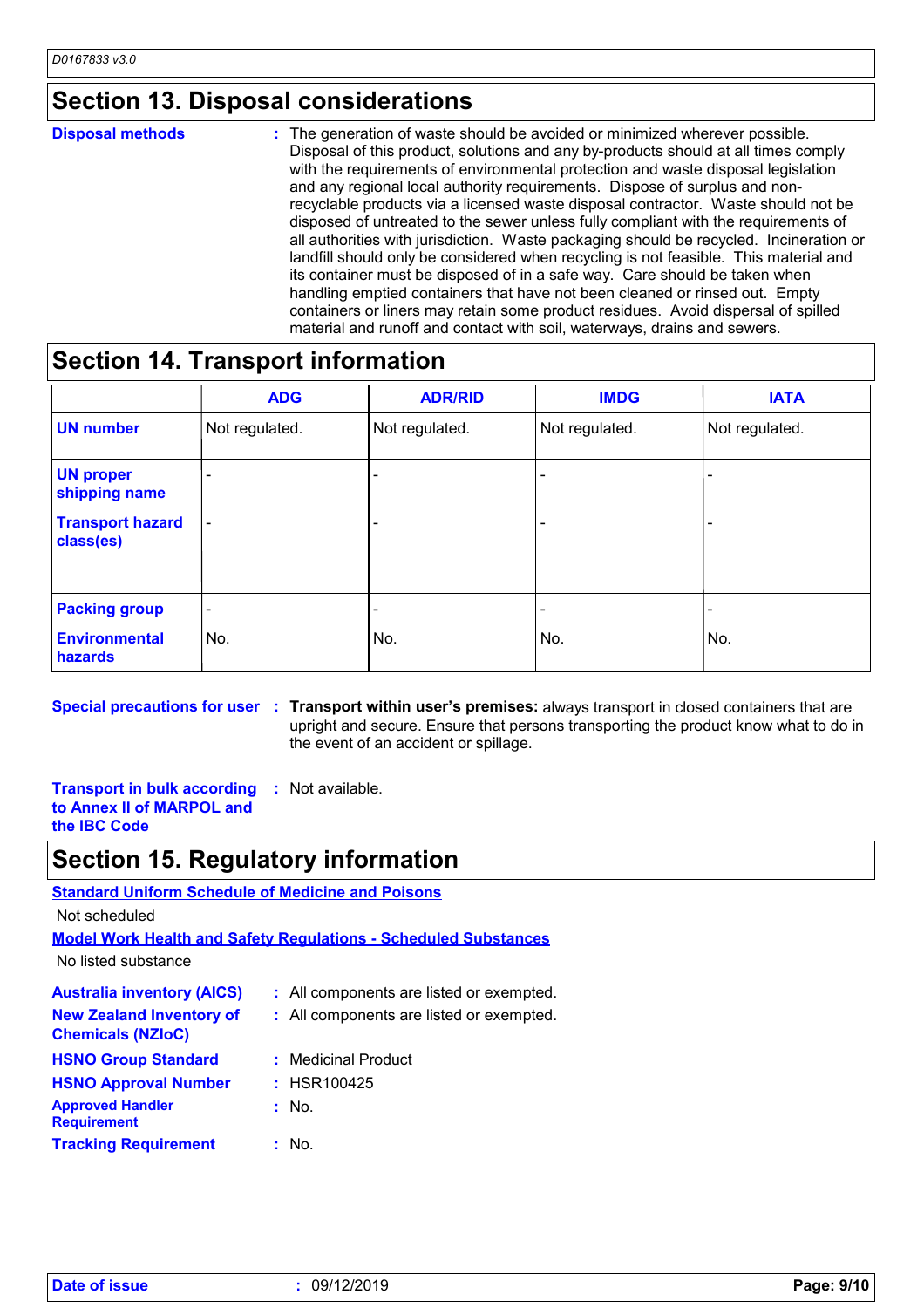## Section 13. Disposal considerations

**Disposal methods** : The generation of waste should be avoided or minimized wherever possible. Disposal of this product, solutions and any by-products should at all times comply with the requirements of environmental protection and waste disposal legislation and any regional local authority requirements. Dispose of surplus and non-recyclable products via a licensed waste disposal contractor. Waste should not be disposed of untreated to the sewer unless fully compliant with the requirements of all authorities with jurisdiction. Waste packaging should be recycled. Incineration or landfill should only be considered when recycling is not feasible. This material and its container must be disposed of in a safe way. Care should be taken when handling emptied containers that have not been cleaned or rinsed out. Empty containers or liners may retain some product residues. Avoid dispersal of spilled material and runoff and contact with soil, waterways, drains and sewers.

## Section 14. Transport information

| | ADG | ADR/RID | IMDG | IATA |
|---|---|---|---|---|
| **UN number** | Not regulated. | Not regulated. | Not regulated. | Not regulated. |
| **UN proper shipping name** | - | - | - | - |
| **Transport hazard class(es)** | - | - | - | - |
| **Packing group** | - | - | - | - |
| **Environmental hazards** | No. | No. | No. | No. |

**Special precautions for user** : **Transport within user's premises:** always transport in closed containers that are upright and secure. Ensure that persons transporting the product know what to do in the event of an accident or spillage.

**Transport in bulk according to Annex II of MARPOL and the IBC Code** : Not available.

## Section 15. Regulatory information

**Standard Uniform Schedule of Medicine and Poisons**

Not scheduled

**Model Work Health and Safety Regulations - Scheduled Substances**

No listed substance

**Australia inventory (AICS)** : All components are listed or exempted.

**New Zealand Inventory of Chemicals (NZIoC)** : All components are listed or exempted.

**HSNO Group Standard** : Medicinal Product

**HSNO Approval Number** : HSR100425

**Approved Handler Requirement** : No.

**Tracking Requirement** : No.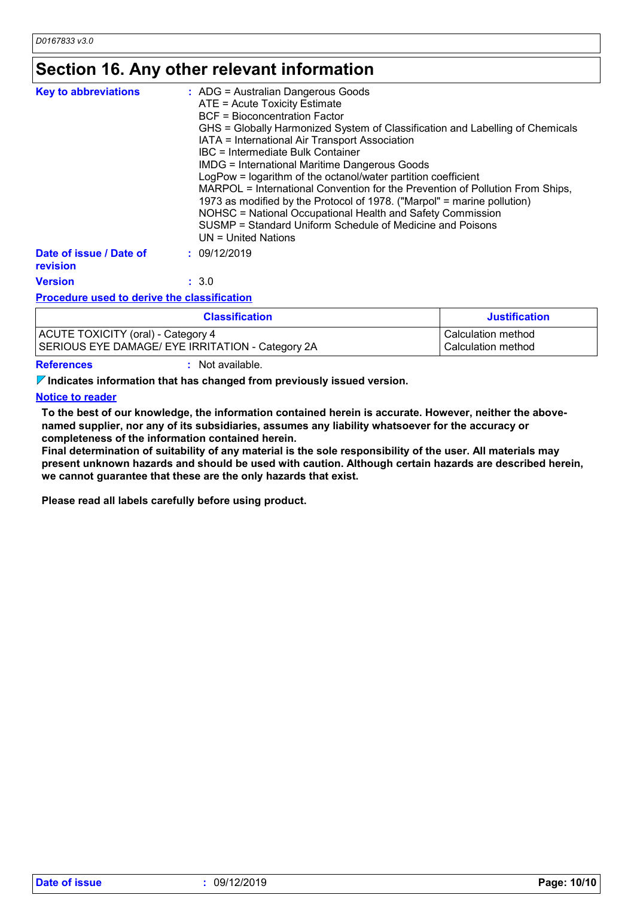# Section 16. Any other relevant information

**Key to abbreviations** : ADG = Australian Dangerous Goods
ATE = Acute Toxicity Estimate
BCF = Bioconcentration Factor
GHS = Globally Harmonized System of Classification and Labelling of Chemicals
IATA = International Air Transport Association
IBC = Intermediate Bulk Container
IMDG = International Maritime Dangerous Goods
LogPow = logarithm of the octanol/water partition coefficient
MARPOL = International Convention for the Prevention of Pollution From Ships, 1973 as modified by the Protocol of 1978. ("Marpol" = marine pollution)
NOHSC = National Occupational Health and Safety Commission
SUSMP = Standard Uniform Schedule of Medicine and Poisons
UN = United Nations

**Date of issue / Date of revision** : 09/12/2019

**Version** : 3.0

**Procedure used to derive the classification**

| Classification | Justification |
|---|---|
| ACUTE TOXICITY (oral) - Category 4 | Calculation method |
| SERIOUS EYE DAMAGE/ EYE IRRITATION - Category 2A | Calculation method |

**References** : Not available.

**Indicates information that has changed from previously issued version.**

**Notice to reader**

**To the best of our knowledge, the information contained herein is accurate. However, neither the above-named supplier, nor any of its subsidiaries, assumes any liability whatsoever for the accuracy or completeness of the information contained herein.**
**Final determination of suitability of any material is the sole responsibility of the user. All materials may present unknown hazards and should be used with caution. Although certain hazards are described herein, we cannot guarantee that these are the only hazards that exist.**

**Please read all labels carefully before using product.**